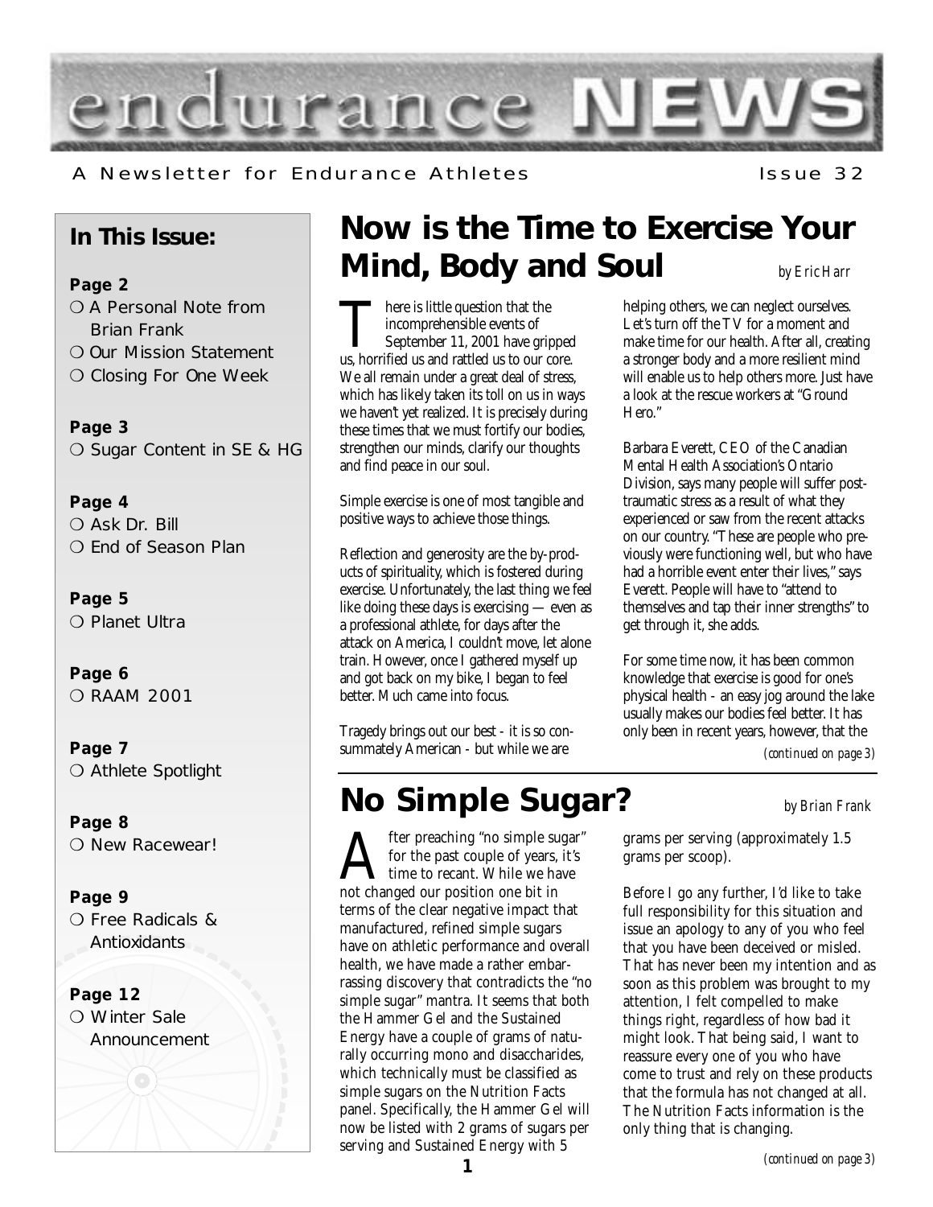# endurance NEWS

A Newsletter for Endurance Athletes

Issue 32

## In This Issue:

**Page 2**
- A Personal Note from Brian Frank
- Our Mission Statement
- Closing For One Week

**Page 3**
- Sugar Content in SE & HG

**Page 4**
- Ask Dr. Bill
- End of Season Plan

**Page 5**
- Planet Ultra

**Page 6**
- RAAM 2001

**Page 7**
- Athlete Spotlight

**Page 8**
- New Racewear!

**Page 9**
- Free Radicals & Antioxidants

**Page 12**
- Winter Sale Announcement

## Now is the Time to Exercise Your Mind, Body and Soul

*by Eric Harr*

There is little question that the incomprehensible events of September 11, 2001 have gripped us, horrified us and rattled us to our core. We all remain under a great deal of stress, which has likely taken its toll on us in ways we haven't yet realized. It is precisely during these times that we must fortify our bodies, strengthen our minds, clarify our thoughts and find peace in our soul.

Simple exercise is one of most tangible and positive ways to achieve those things.

Reflection and generosity are the by-products of spirituality, which is fostered during exercise. Unfortunately, the last thing we feel like doing these days is exercising — even as a professional athlete, for days after the attack on America, I couldn't move, let alone train. However, once I gathered myself up and got back on my bike, I began to feel better. Much came into focus.

Tragedy brings out our best - it is so consummately American - but while we are helping others, we can neglect ourselves. Let's turn off the TV for a moment and make time for our health. After all, creating a stronger body and a more resilient mind will enable us to help others more. Just have a look at the rescue workers at "Ground Hero."

Barbara Everett, CEO of the Canadian Mental Health Association's Ontario Division, says many people will suffer post-traumatic stress as a result of what they experienced or saw from the recent attacks on our country. "These are people who previously were functioning well, but who have had a horrible event enter their lives," says Everett. People will have to "attend to themselves and tap their inner strengths" to get through it, she adds.

For some time now, it has been common knowledge that exercise is good for one's physical health - an easy jog around the lake usually makes our bodies feel better. It has only been in recent years, however, that the

*(continued on page 3)*

## No Simple Sugar?

*by Brian Frank*

After preaching "no simple sugar" for the past couple of years, it's time to recant. While we have not changed our position one bit in terms of the clear negative impact that manufactured, refined simple sugars have on athletic performance and overall health, we have made a rather embarrassing discovery that contradicts the "no simple sugar" mantra. It seems that both the Hammer Gel and the Sustained Energy have a couple of grams of naturally occurring mono and disaccharides, which technically must be classified as simple sugars on the Nutrition Facts panel. Specifically, the Hammer Gel will now be listed with 2 grams of sugars per serving and Sustained Energy with 5 grams per serving (approximately 1.5 grams per scoop).

Before I go any further, I'd like to take full responsibility for this situation and issue an apology to any of you who feel that you have been deceived or misled. That has never been my intention and as soon as this problem was brought to my attention, I felt compelled to make things right, regardless of how bad it might look. That being said, I want to reassure every one of you who have come to trust and rely on these products that the formula has not changed at all. The Nutrition Facts information is the only thing that is changing.

*(continued on page 3)*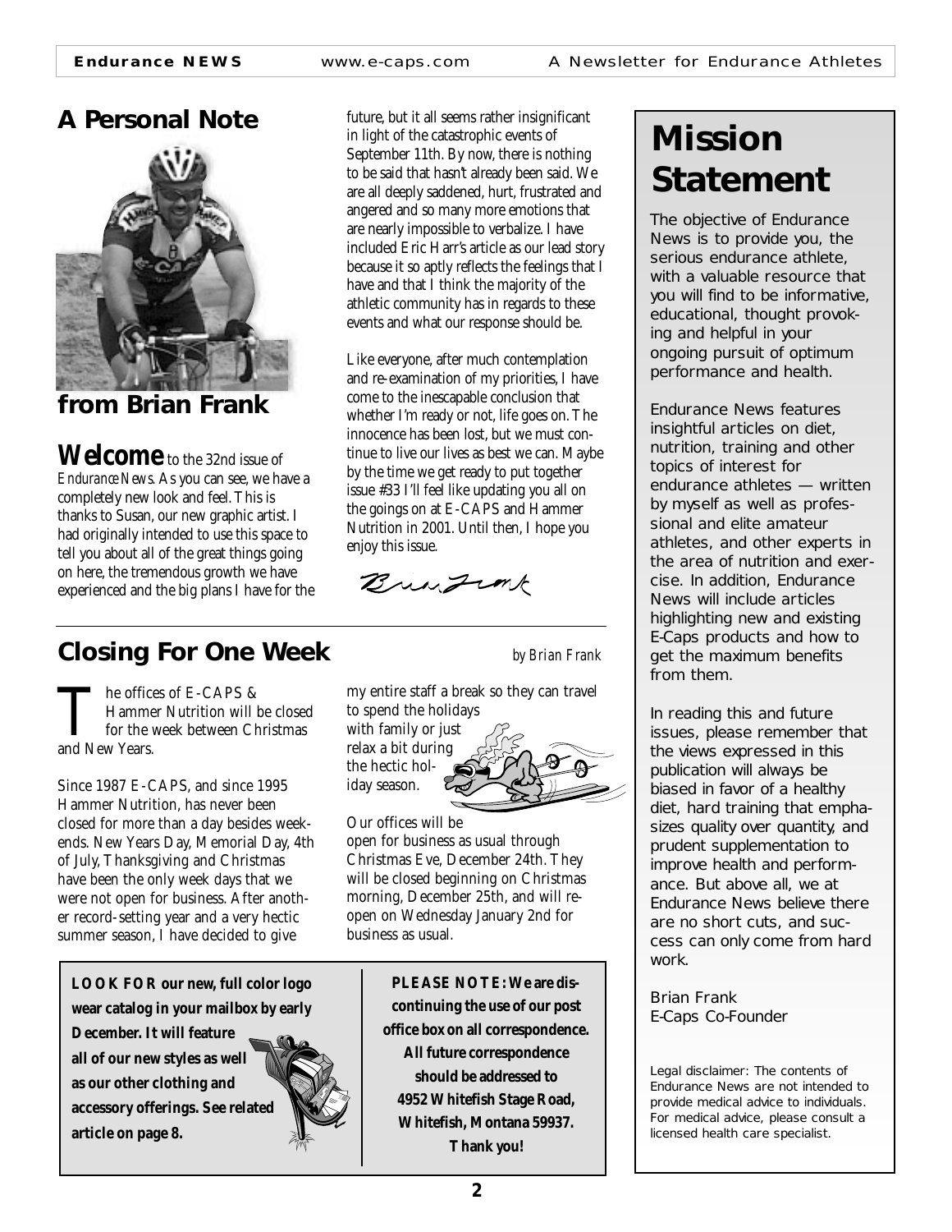## A Personal Note

### from Brian Frank

**Welcome** to the 32nd issue of *Endurance News*. As you can see, we have a completely new look and feel. This is thanks to Susan, our new graphic artist. I had originally intended to use this space to tell you about all of the great things going on here, the tremendous growth we have experienced and the big plans I have for the future, but it all seems rather insignificant in light of the catastrophic events of September 11th. By now, there is nothing to be said that hasn't already been said. We are all deeply saddened, hurt, frustrated and angered and so many more emotions that are nearly impossible to verbalize. I have included Eric Harr's article as our lead story because it so aptly reflects the feelings that I have and that I think the majority of the athletic community has in regards to these events and what our response should be.

Like everyone, after much contemplation and re-examination of my priorities, I have come to the inescapable conclusion that whether I'm ready or not, life goes on. The innocence has been lost, but we must continue to live our lives as best we can. Maybe by the time we get ready to put together issue #33 I'll feel like updating you all on the goings on at E-CAPS and Hammer Nutrition in 2001. Until then, I hope you enjoy this issue.

Brian Frank

## Closing For One Week

*by Brian Frank*

The offices of E-CAPS & Hammer Nutrition will be closed for the week between Christmas and New Years.

Since 1987 E-CAPS, and since 1995 Hammer Nutrition, has never been closed for more than a day besides weekends. New Years Day, Memorial Day, 4th of July, Thanksgiving and Christmas have been the only week days that we were not open for business. After another record-setting year and a very hectic summer season, I have decided to give my entire staff a break so they can travel to spend the holidays with family or just relax a bit during the hectic holiday season.

Our offices will be open for business as usual through Christmas Eve, December 24th. They will be closed beginning on Christmas morning, December 25th, and will re-open on Wednesday January 2nd for business as usual.

**LOOK FOR our new, full color logo wear catalog in your mailbox by early December. It will feature all of our new styles as well as our other clothing and accessory offerings. See related article on page 8.**

**PLEASE NOTE: We are discontinuing the use of our post office box on all correspondence. All future correspondence should be addressed to 4952 Whitefish Stage Road, Whitefish, Montana 59937. Thank you!**

# Mission Statement

The objective of Endurance News is to provide you, the serious endurance athlete, with a valuable resource that you will find to be informative, educational, thought provoking and helpful in your ongoing pursuit of optimum performance and health.

Endurance News features insightful articles on diet, nutrition, training and other topics of interest for endurance athletes — written by myself as well as professional and elite amateur athletes, and other experts in the area of nutrition and exercise. In addition, Endurance News will include articles highlighting new and existing E-Caps products and how to get the maximum benefits from them.

In reading this and future issues, please remember that the views expressed in this publication will always be biased in favor of a healthy diet, hard training that emphasizes quality over quantity, and prudent supplementation to improve health and performance. But above all, we at Endurance News believe there are no short cuts, and success can only come from hard work.

Brian Frank
E-Caps Co-Founder

Legal disclaimer: The contents of Endurance News are not intended to provide medical advice to individuals. For medical advice, please consult a licensed health care specialist.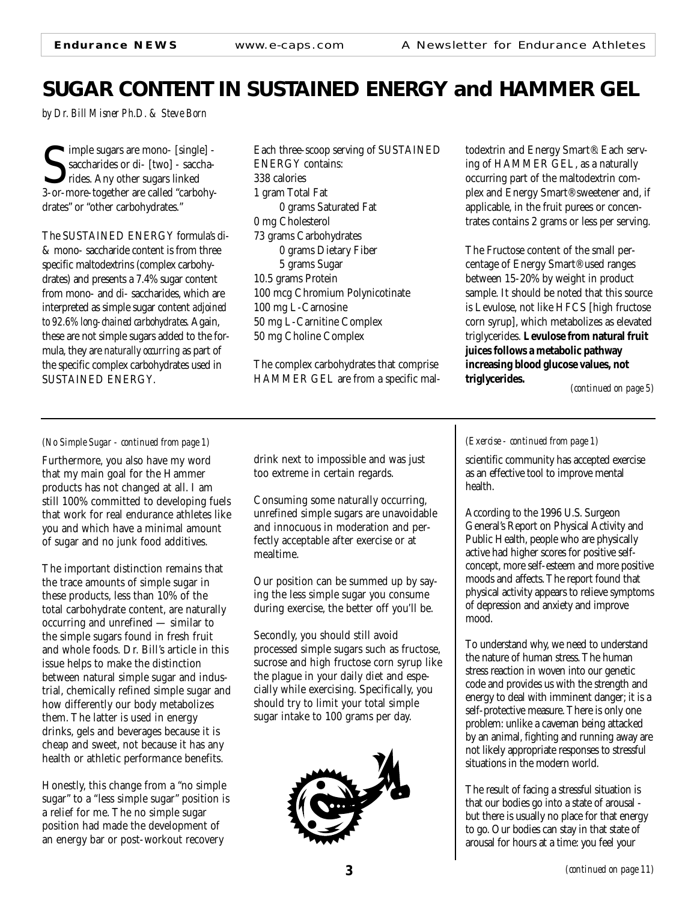# SUGAR CONTENT IN SUSTAINED ENERGY and HAMMER GEL

*by Dr. Bill Misner Ph.D. & Steve Born*

Simple sugars are mono- [single] - saccharides or di- [two] - saccharides. Any other sugars linked 3-or-more-together are called "carbohydrates" or "other carbohydrates."

The SUSTAINED ENERGY formula's di- & mono- saccharide content is from three specific maltodextrins (complex carbohydrates) and presents a 7.4% sugar content from mono- and di- saccharides, which are interpreted as simple sugar content *adjoined to 92.6% long-chained carbohydrates*. Again, these are not simple sugars added to the formula, they are *naturally occurring* as part of the specific complex carbohydrates used in SUSTAINED ENERGY.

Each three-scoop serving of SUSTAINED ENERGY contains:
338 calories
1 gram Total Fat
    0 grams Saturated Fat
0 mg Cholesterol
73 grams Carbohydrates
    0 grams Dietary Fiber
    5 grams Sugar
10.5 grams Protein
100 mcg Chromium Polynicotinate
100 mg L-Carnosine
50 mg L-Carnitine Complex
50 mg Choline Complex

The complex carbohydrates that comprise HAMMER GEL are from a specific maltodextrin and Energy Smart®. Each serving of HAMMER GEL, as a naturally occurring part of the maltodextrin complex and Energy Smart® sweetener and, if applicable, in the fruit purees or concentrates contains 2 grams or less per serving.

The Fructose content of the small percentage of Energy Smart® used ranges between 15-20% by weight in product sample. It should be noted that this source is Levulose, not like HFCS [high fructose corn syrup], which metabolizes as elevated triglycerides. **Levulose from natural fruit juices follows a metabolic pathway increasing blood glucose values, not triglycerides.**

*(continued on page 5)*

---

*(No Simple Sugar - continued from page 1)*

Furthermore, you also have my word that my main goal for the Hammer products has not changed at all. I am still 100% committed to developing fuels that work for real endurance athletes like you and which have a minimal amount of sugar and no junk food additives.

The important distinction remains that the trace amounts of simple sugar in these products, less than 10% of the total carbohydrate content, are naturally occurring and unrefined — similar to the simple sugars found in fresh fruit and whole foods. Dr. Bill's article in this issue helps to make the distinction between natural simple sugar and industrial, chemically refined simple sugar and how differently our body metabolizes them. The latter is used in energy drinks, gels and beverages because it is cheap and sweet, not because it has any health or athletic performance benefits.

Honestly, this change from a "no simple sugar" to a "less simple sugar" position is a relief for me. The no simple sugar position had made the development of an energy bar or post-workout recovery drink next to impossible and was just too extreme in certain regards.

Consuming some naturally occurring, unrefined simple sugars are unavoidable and innocuous in moderation and perfectly acceptable after exercise or at mealtime.

Our position can be summed up by saying the less simple sugar you consume during exercise, the better off you'll be.

Secondly, you should still avoid processed simple sugars such as fructose, sucrose and high fructose corn syrup like the plague in your daily diet and especially while exercising. Specifically, you should try to limit your total simple sugar intake to 100 grams per day.

---

*(Exercise - continued from page 1)*

scientific community has accepted exercise as an effective tool to improve mental health.

According to the 1996 U.S. Surgeon General's Report on Physical Activity and Public Health, people who are physically active had higher scores for positive self-concept, more self-esteem and more positive moods and affects. The report found that physical activity appears to relieve symptoms of depression and anxiety and improve mood.

To understand why, we need to understand the nature of human stress. The human stress reaction in woven into our genetic code and provides us with the strength and energy to deal with imminent danger; it is a self-protective measure. There is only one problem: unlike a caveman being attacked by an animal, fighting and running away are not likely appropriate responses to stressful situations in the modern world.

The result of facing a stressful situation is that our bodies go into a state of arousal - but there is usually no place for that energy to go. Our bodies can stay in that state of arousal for hours at a time: you feel your

*(continued on page 11)*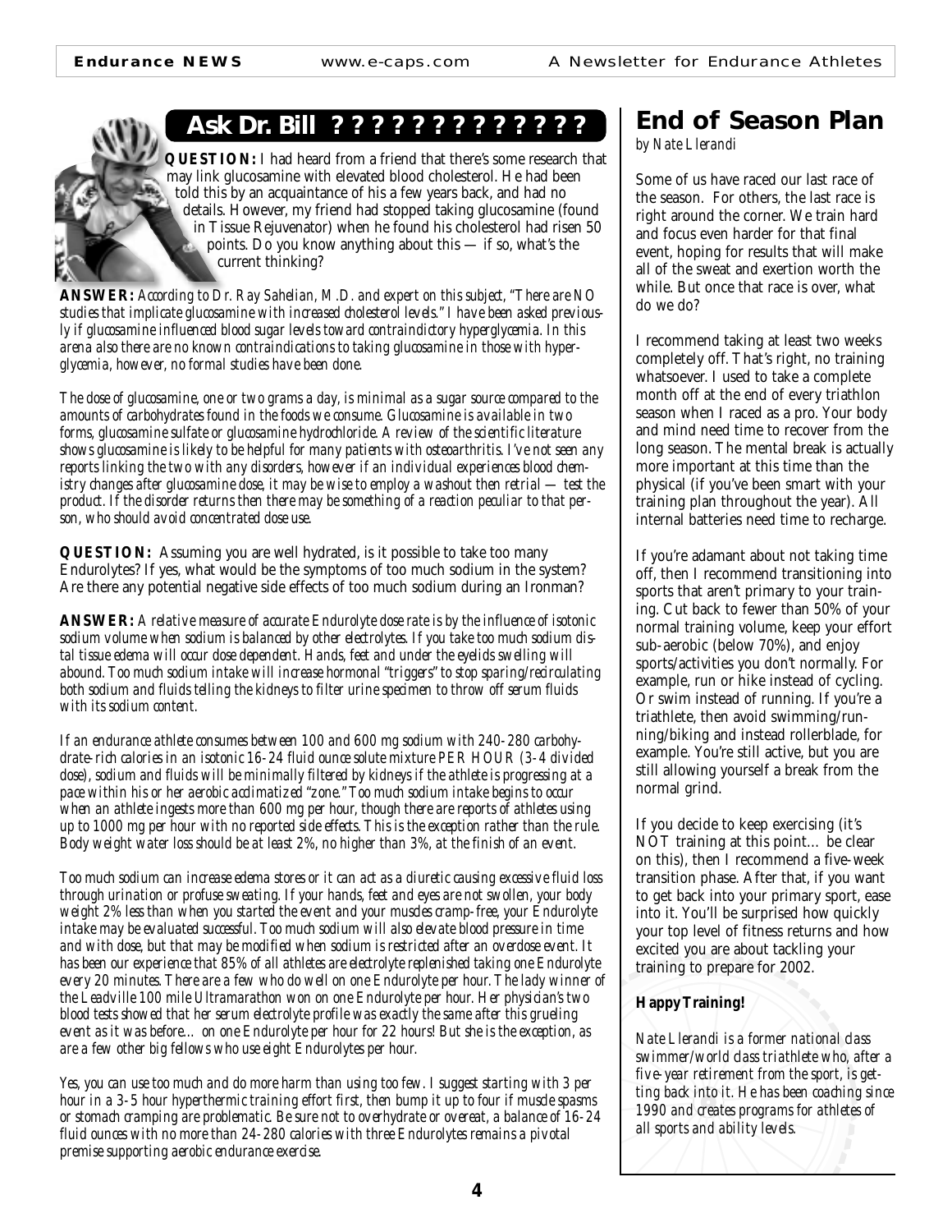## Ask Dr. Bill ? ? ? ? ? ? ? ? ? ? ? ? ?

**QUESTION:** I had heard from a friend that there's some research that may link glucosamine with elevated blood cholesterol. He had been told this by an acquaintance of his a few years back, and had no details. However, my friend had stopped taking glucosamine (found in Tissue Rejuvenator) when he found his cholesterol had risen 50 points. Do you know anything about this — if so, what's the current thinking?

**ANSWER:** *According to Dr. Ray Sahelian, M.D. and expert on this subject, "There are NO studies that implicate glucosamine with increased cholesterol levels." I have been asked previously if glucosamine influenced blood sugar levels toward contraindictory hyperglycemia. In this arena also there are no known contraindications to taking glucosamine in those with hyperglycemia, however, no formal studies have been done.*

*The dose of glucosamine, one or two grams a day, is minimal as a sugar source compared to the amounts of carbohydrates found in the foods we consume. Glucosamine is available in two forms, glucosamine sulfate or glucosamine hydrochloride. A review of the scientific literature shows glucosamine is likely to be helpful for many patients with osteoarthritis. I've not seen any reports linking the two with any disorders, however if an individual experiences blood chemistry changes after glucosamine dose, it may be wise to employ a washout then retrial — test the product. If the disorder returns then there may be something of a reaction peculiar to that person, who should avoid concentrated dose use.*

**QUESTION:** Assuming you are well hydrated, is it possible to take too many Endurolytes? If yes, what would be the symptoms of too much sodium in the system? Are there any potential negative side effects of too much sodium during an Ironman?

**ANSWER:** *A relative measure of accurate Endurolyte dose rate is by the influence of isotonic sodium volume when sodium is balanced by other electrolytes. If you take too much sodium distal tissue edema will occur dose dependent. Hands, feet and under the eyelids swelling will abound. Too much sodium intake will increase hormonal "triggers" to stop sparing/recirculating both sodium and fluids telling the kidneys to filter urine specimen to throw off serum fluids with its sodium content.*

*If an endurance athlete consumes between 100 and 600 mg sodium with 240-280 carbohydrate-rich calories in an isotonic 16-24 fluid ounce solute mixture PER HOUR (3-4 divided dose), sodium and fluids will be minimally filtered by kidneys if the athlete is progressing at a pace within his or her aerobic acclimatized "zone." Too much sodium intake begins to occur when an athlete ingests more than 600 mg per hour, though there are reports of athletes using up to 1000 mg per hour with no reported side effects. This is the exception rather than the rule. Body weight water loss should be at least 2%, no higher than 3%, at the finish of an event.*

*Too much sodium can increase edema stores or it can act as a diuretic causing excessive fluid loss through urination or profuse sweating. If your hands, feet and eyes are not swollen, your body weight 2% less than when you started the event and your muscles cramp-free, your Endurolyte intake may be evaluated successful. Too much sodium will also elevate blood pressure in time and with dose, but that may be modified when sodium is restricted after an overdose event. It has been our experience that 85% of all athletes are electrolyte replenished taking one Endurolyte every 20 minutes. There are a few who do well on one Endurolyte per hour. The lady winner of the Leadville 100 mile Ultramarathon won on one Endurolyte per hour. Her physician's two blood tests showed that her serum electrolyte profile was exactly the same after this grueling event as it was before… on one Endurolyte per hour for 22 hours! But she is the exception, as are a few other big fellows who use eight Endurolytes per hour.*

*Yes, you can use too much and do more harm than using too few. I suggest starting with 3 per hour in a 3-5 hour hyperthermic training effort first, then bump it up to four if muscle spasms or stomach cramping are problematic. Be sure not to overhydrate or overeat, a balance of 16-24 fluid ounces with no more than 24-280 calories with three Endurolytes remains a pivotal premise supporting aerobic endurance exercise.*

## End of Season Plan

*by Nate Llerandi*

Some of us have raced our last race of the season. For others, the last race is right around the corner. We train hard and focus even harder for that final event, hoping for results that will make all of the sweat and exertion worth the while. But once that race is over, what do we do?

I recommend taking at least two weeks completely off. That's right, no training whatsoever. I used to take a complete month off at the end of every triathlon season when I raced as a pro. Your body and mind need time to recover from the long season. The mental break is actually more important at this time than the physical (if you've been smart with your training plan throughout the year). All internal batteries need time to recharge.

If you're adamant about not taking time off, then I recommend transitioning into sports that aren't primary to your training. Cut back to fewer than 50% of your normal training volume, keep your effort sub-aerobic (below 70%), and enjoy sports/activities you don't normally. For example, run or hike instead of cycling. Or swim instead of running. If you're a triathlete, then avoid swimming/running/biking and instead rollerblade, for example. You're still active, but you are still allowing yourself a break from the normal grind.

If you decide to keep exercising (it's NOT training at this point… be clear on this), then I recommend a five-week transition phase. After that, if you want to get back into your primary sport, ease into it. You'll be surprised how quickly your top level of fitness returns and how excited you are about tackling your training to prepare for 2002.

**Happy Training!**

*Nate Llerandi is a former national class swimmer/world class triathlete who, after a five-year retirement from the sport, is getting back into it. He has been coaching since 1990 and creates programs for athletes of all sports and ability levels.*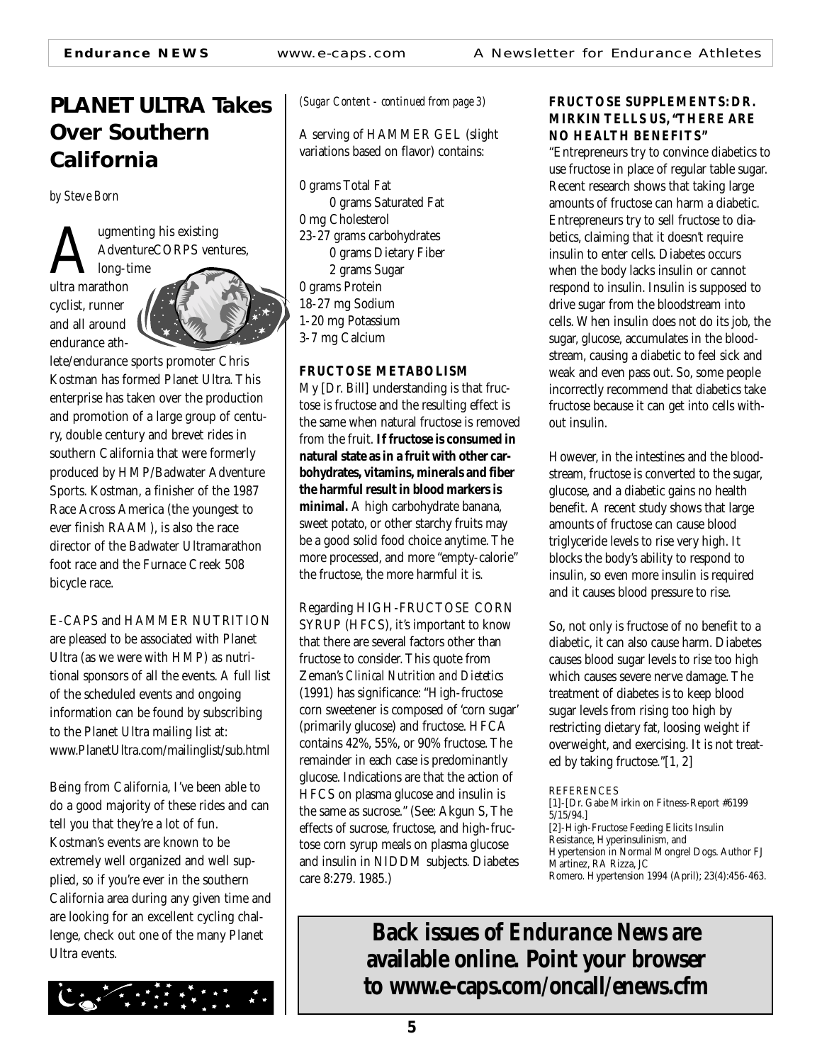# PLANET ULTRA Takes Over Southern California

*by Steve Born*

Augmenting his existing AdventureCORPS ventures, long-time ultra marathon cyclist, runner and all around endurance athlete/endurance sports promoter Chris Kostman has formed Planet Ultra. This enterprise has taken over the production and promotion of a large group of century, double century and brevet rides in southern California that were formerly produced by HMP/Badwater Adventure Sports. Kostman, a finisher of the 1987 Race Across America (the youngest to ever finish RAAM), is also the race director of the Badwater Ultramarathon foot race and the Furnace Creek 508 bicycle race.

E-CAPS and HAMMER NUTRITION are pleased to be associated with Planet Ultra (as we were with HMP) as nutritional sponsors of all the events. A full list of the scheduled events and ongoing information can be found by subscribing to the Planet Ultra mailing list at: www.PlanetUltra.com/mailinglist/sub.html

Being from California, I've been able to do a good majority of these rides and can tell you that they're a lot of fun. Kostman's events are known to be extremely well organized and well supplied, so if you're ever in the southern California area during any given time and are looking for an excellent cycling challenge, check out one of the many Planet Ultra events.

*(Sugar Content - continued from page 3)*

A serving of HAMMER GEL (slight variations based on flavor) contains:

0 grams Total Fat
  0 grams Saturated Fat
0 mg Cholesterol
23-27 grams carbohydrates
  0 grams Dietary Fiber
  2 grams Sugar
0 grams Protein
18-27 mg Sodium
1-20 mg Potassium
3-7 mg Calcium

**FRUCTOSE METABOLISM**

My [Dr. Bill] understanding is that fructose is fructose and the resulting effect is the same when natural fructose is removed from the fruit. **If fructose is consumed in natural state as in a fruit with other carbohydrates, vitamins, minerals and fiber the harmful result in blood markers is minimal.** A high carbohydrate banana, sweet potato, or other starchy fruits may be a good solid food choice anytime. The more processed, and more "empty-calorie" the fructose, the more harmful it is.

Regarding HIGH-FRUCTOSE CORN SYRUP (HFCS), it's important to know that there are several factors other than fructose to consider. This quote from Zeman's *Clinical Nutrition and Dietetics* (1991) has significance: "High-fructose corn sweetener is composed of 'corn sugar' (primarily glucose) and fructose. HFCA contains 42%, 55%, or 90% fructose. The remainder in each case is predominantly glucose. Indications are that the action of HFCS on plasma glucose and insulin is the same as sucrose." (See: Akgun S, The effects of sucrose, fructose, and high-fructose corn syrup meals on plasma glucose and insulin in NIDDM subjects. Diabetes care 8:279. 1985.)

**FRUCTOSE SUPPLEMENTS: DR. MIRKIN TELLS US, "THERE ARE NO HEALTH BENEFITS"**

"Entrepreneurs try to convince diabetics to use fructose in place of regular table sugar. Recent research shows that taking large amounts of fructose can harm a diabetic. Entrepreneurs try to sell fructose to diabetics, claiming that it doesn't require insulin to enter cells. Diabetes occurs when the body lacks insulin or cannot respond to insulin. Insulin is supposed to drive sugar from the bloodstream into cells. When insulin does not do its job, the sugar, glucose, accumulates in the bloodstream, causing a diabetic to feel sick and weak and even pass out. So, some people incorrectly recommend that diabetics take fructose because it can get into cells without insulin.

However, in the intestines and the bloodstream, fructose is converted to the sugar, glucose, and a diabetic gains no health benefit. A recent study shows that large amounts of fructose can cause blood triglyceride levels to rise very high. It blocks the body's ability to respond to insulin, so even more insulin is required and it causes blood pressure to rise.

So, not only is fructose of no benefit to a diabetic, it can also cause harm. Diabetes causes blood sugar levels to rise too high which causes severe nerve damage. The treatment of diabetes is to keep blood sugar levels from rising too high by restricting dietary fat, loosing weight if overweight, and exercising. It is not treated by taking fructose."[1, 2]

REFERENCES
[1]-[Dr. Gabe Mirkin on Fitness-Report #6199 5/15/94.]
[2]-High-Fructose Feeding Elicits Insulin Resistance, Hyperinsulinism, and Hypertension in Normal Mongrel Dogs. Author FJ Martinez, RA Rizza, JC Romero. Hypertension 1994 (April); 23(4):456-463.

**Back issues of Endurance News are available online. Point your browser to www.e-caps.com/oncall/enews.cfm**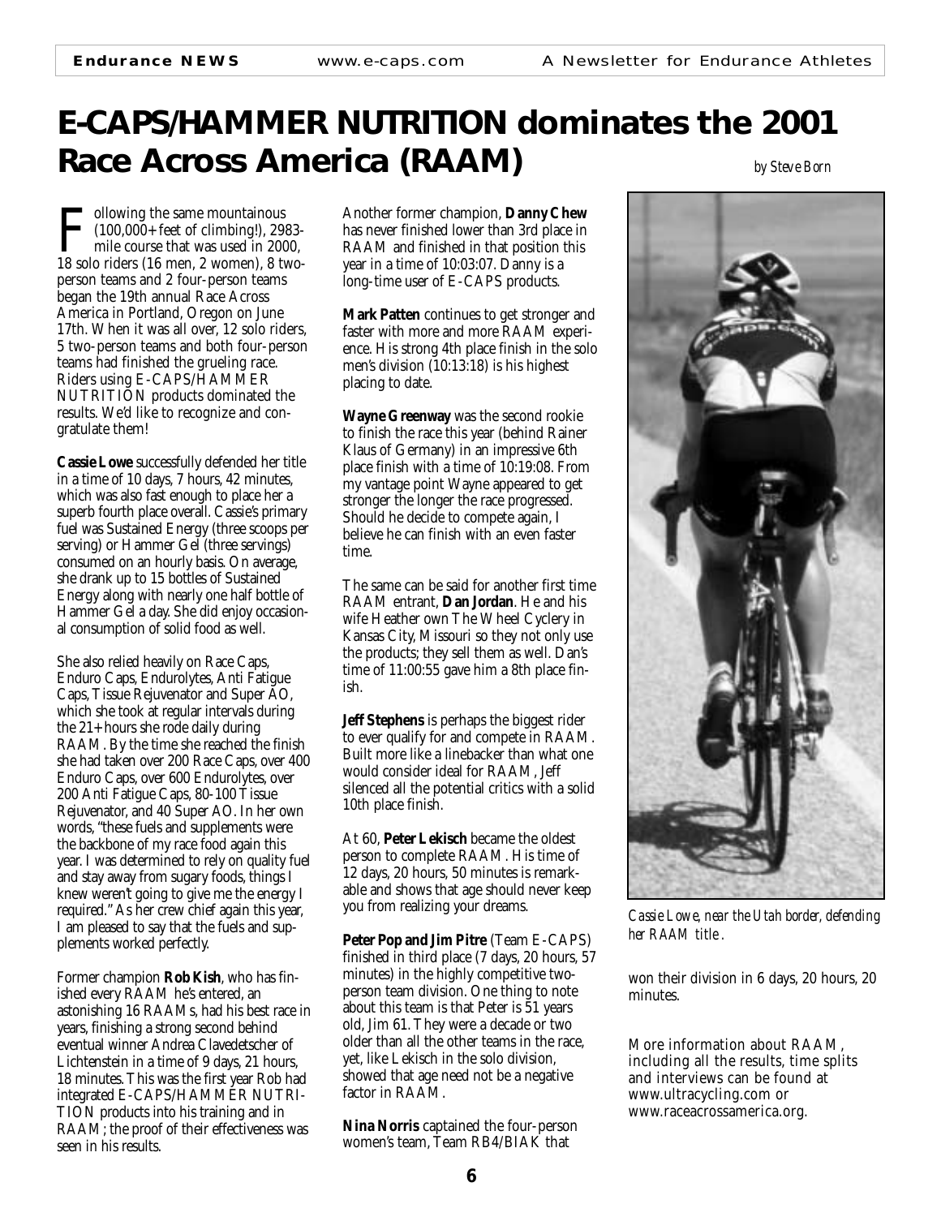# E-CAPS/HAMMER NUTRITION dominates the 2001 Race Across America (RAAM)

*by Steve Born*

Following the same mountainous (100,000+ feet of climbing!), 2983-mile course that was used in 2000, 18 solo riders (16 men, 2 women), 8 two-person teams and 2 four-person teams began the 19th annual Race Across America in Portland, Oregon on June 17th. When it was all over, 12 solo riders, 5 two-person teams and both four-person teams had finished the grueling race. Riders using E-CAPS/HAMMER NUTRITION products dominated the results. We'd like to recognize and congratulate them!

**Cassie Lowe** successfully defended her title in a time of 10 days, 7 hours, 42 minutes, which was also fast enough to place her a superb fourth place overall. Cassie's primary fuel was Sustained Energy (three scoops per serving) or Hammer Gel (three servings) consumed on an hourly basis. On average, she drank up to 15 bottles of Sustained Energy along with nearly one half bottle of Hammer Gel a day. She did enjoy occasional consumption of solid food as well.

She also relied heavily on Race Caps, Enduro Caps, Endurolytes, Anti Fatigue Caps, Tissue Rejuvenator and Super AO, which she took at regular intervals during the 21+ hours she rode daily during RAAM. By the time she reached the finish she had taken over 200 Race Caps, over 400 Enduro Caps, over 600 Endurolytes, over 200 Anti Fatigue Caps, 80-100 Tissue Rejuvenator, and 40 Super AO. In her own words, "these fuels and supplements were the backbone of my race food again this year. I was determined to rely on quality fuel and stay away from sugary foods, things I knew weren't going to give me the energy I required." As her crew chief again this year, I am pleased to say that the fuels and supplements worked perfectly.

Former champion **Rob Kish**, who has finished every RAAM he's entered, an astonishing 16 RAAMs, had his best race in years, finishing a strong second behind eventual winner Andrea Clavedetscher of Lichtenstein in a time of 9 days, 21 hours, 18 minutes. This was the first year Rob had integrated E-CAPS/HAMMER NUTRITION products into his training and in RAAM; the proof of their effectiveness was seen in his results.

Another former champion, **Danny Chew** has never finished lower than 3rd place in RAAM and finished in that position this year in a time of 10:03:07. Danny is a long-time user of E-CAPS products.

**Mark Patten** continues to get stronger and faster with more and more RAAM experience. His strong 4th place finish in the solo men's division (10:13:18) is his highest placing to date.

**Wayne Greenway** was the second rookie to finish the race this year (behind Rainer Klaus of Germany) in an impressive 6th place finish with a time of 10:19:08. From my vantage point Wayne appeared to get stronger the longer the race progressed. Should he decide to compete again, I believe he can finish with an even faster time.

The same can be said for another first time RAAM entrant, **Dan Jordan**. He and his wife Heather own The Wheel Cyclery in Kansas City, Missouri so they not only use the products; they sell them as well. Dan's time of 11:00:55 gave him a 8th place finish.

**Jeff Stephens** is perhaps the biggest rider to ever qualify for and compete in RAAM. Built more like a linebacker than what one would consider ideal for RAAM, Jeff silenced all the potential critics with a solid 10th place finish.

At 60, **Peter Lekisch** became the oldest person to complete RAAM. His time of 12 days, 20 hours, 50 minutes is remarkable and shows that age should never keep you from realizing your dreams.

**Peter Pop and Jim Pitre** (Team E-CAPS) finished in third place (7 days, 20 hours, 57 minutes) in the highly competitive two-person team division. One thing to note about this team is that Peter is 51 years old, Jim 61. They were a decade or two older than all the other teams in the race, yet, like Lekisch in the solo division, showed that age need not be a negative factor in RAAM.

**Nina Norris** captained the four-person women's team, Team RB4/BIAK that won their division in 6 days, 20 hours, 20 minutes.

*Cassie Lowe, near the Utah border, defending her RAAM title.*

More information about RAAM, including all the results, time splits and interviews can be found at www.ultracycling.com or www.raceacrossamerica.org.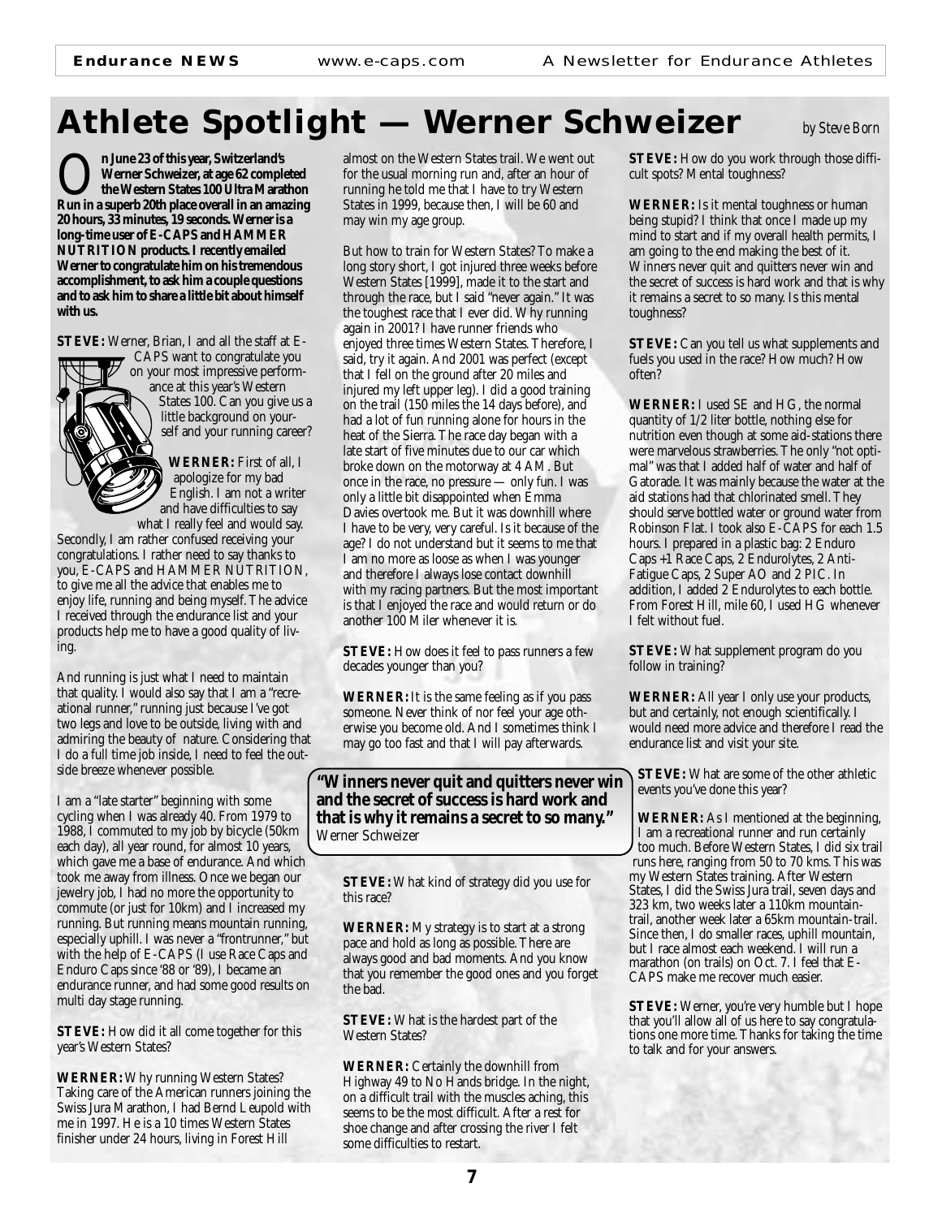# Athlete Spotlight — Werner Schweizer

*by Steve Born*

**On June 23 of this year, Switzerland's Werner Schweizer, at age 62 completed the Western States 100 Ultra Marathon Run in a superb 20th place overall in an amazing 20 hours, 33 minutes, 19 seconds. Werner is a long-time user of E-CAPS and HAMMER NUTRITION products. I recently emailed Werner to congratulate him on his tremendous accomplishment, to ask him a couple questions and to ask him to share a little bit about himself with us.**

**STEVE:** Werner, Brian, I and all the staff at E-CAPS want to congratulate you on your most impressive performance at this year's Western States 100. Can you give us a little background on yourself and your running career?

**WERNER:** First of all, I apologize for my bad English. I am not a writer and have difficulties to say what I really feel and would say. Secondly, I am rather confused receiving your congratulations. I rather need to say thanks to you, E-CAPS and HAMMER NUTRITION, to give me all the advice that enables me to enjoy life, running and being myself. The advice I received through the endurance list and your products help me to have a good quality of living.

And running is just what I need to maintain that quality. I would also say that I am a "recreational runner," running just because I've got two legs and love to be outside, living with and admiring the beauty of nature. Considering that I do a full time job inside, I need to feel the outside breeze whenever possible.

I am a "late starter" beginning with some cycling when I was already 40. From 1979 to 1988, I commuted to my job by bicycle (50km each day), all year round, for almost 10 years, which gave me a base of endurance. And which took me away from illness. Once we began our jewelry job, I had no more the opportunity to commute (or just for 10km) and I increased my running. But running means mountain running, especially uphill. I was never a "frontrunner," but with the help of E-CAPS (I use Race Caps and Enduro Caps since '88 or '89), I became an endurance runner, and had some good results on multi day stage running.

**STEVE:** How did it all come together for this year's Western States?

**WERNER:** Why running Western States? Taking care of the American runners joining the Swiss Jura Marathon, I had Bernd Leupold with me in 1997. He is a 10 times Western States finisher under 24 hours, living in Forest Hill almost on the Western States trail. We went out for the usual morning run and, after an hour of running he told me that I have to try Western States in 1999, because then, I will be 60 and may win my age group.

But how to train for Western States? To make a long story short, I got injured three weeks before Western States [1999], made it to the start and through the race, but I said "never again." It was the toughest race that I ever did. Why running again in 2001? I have runner friends who enjoyed three times Western States. Therefore, I said, try it again. And 2001 was perfect (except that I fell on the ground after 20 miles and injured my left upper leg). I did a good training on the trail (150 miles the 14 days before), and had a lot of fun running alone for hours in the heat of the Sierra. The race day began with a late start of five minutes due to our car which broke down on the motorway at 4 AM. But once in the race, no pressure — only fun. I was only a little bit disappointed when Emma Davies overtook me. But it was downhill where I have to be very, very careful. Is it because of the age? I do not understand but it seems to me that I am no more as loose as when I was younger and therefore I always lose contact downhill with my racing partners. But the most important is that I enjoyed the race and would return or do another 100 Miler whenever it is.

**STEVE:** How does it feel to pass runners a few decades younger than you?

**WERNER:** It is the same feeling as if you pass someone. Never think of nor feel your age otherwise you become old. And I sometimes think I may go too fast and that I will pay afterwards.

> **"Winners never quit and quitters never win and the secret of success is hard work and that is why it remains a secret to so many."**
> Werner Schweizer

**STEVE:** What kind of strategy did you use for this race?

**WERNER:** My strategy is to start at a strong pace and hold as long as possible. There are always good and bad moments. And you know that you remember the good ones and you forget the bad.

**STEVE:** What is the hardest part of the Western States?

**WERNER:** Certainly the downhill from Highway 49 to No Hands bridge. In the night, on a difficult trail with the muscles aching, this seems to be the most difficult. After a rest for shoe change and after crossing the river I felt some difficulties to restart.

**STEVE:** How do you work through those difficult spots? Mental toughness?

**WERNER:** Is it mental toughness or human being stupid? I think that once I made up my mind to start and if my overall health permits, I am going to the end making the best of it. Winners never quit and quitters never win and the secret of success is hard work and that is why it remains a secret to so many. Is this mental toughness?

**STEVE:** Can you tell us what supplements and fuels you used in the race? How much? How often?

**WERNER:** I used SE and HG, the normal quantity of 1/2 liter bottle, nothing else for nutrition even though at some aid-stations there were marvelous strawberries. The only "not optimal" was that I added half of water and half of Gatorade. It was mainly because the water at the aid stations had that chlorinated smell. They should serve bottled water or ground water from Robinson Flat. I took also E-CAPS for each 1.5 hours. I prepared in a plastic bag: 2 Enduro Caps +1 Race Caps, 2 Endurolytes, 2 Anti-Fatigue Caps, 2 Super AO and 2 PIC. In addition, I added 2 Endurolytes to each bottle. From Forest Hill, mile 60, I used HG whenever I felt without fuel.

**STEVE:** What supplement program do you follow in training?

**WERNER:** All year I only use your products, but and certainly, not enough scientifically. I would need more advice and therefore I read the endurance list and visit your site.

**STEVE:** What are some of the other athletic events you've done this year?

**WERNER:** As I mentioned at the beginning, I am a recreational runner and run certainly too much. Before Western States, I did six trail runs here, ranging from 50 to 70 kms. This was my Western States training. After Western States, I did the Swiss Jura trail, seven days and 323 km, two weeks later a 110km mountain-trail, another week later a 65km mountain-trail. Since then, I do smaller races, uphill mountain, but I race almost each weekend. I will run a marathon (on trails) on Oct. 7. I feel that E-CAPS make me recover much easier.

**STEVE:** Werner, you're very humble but I hope that you'll allow all of us here to say congratulations one more time. Thanks for taking the time to talk and for your answers.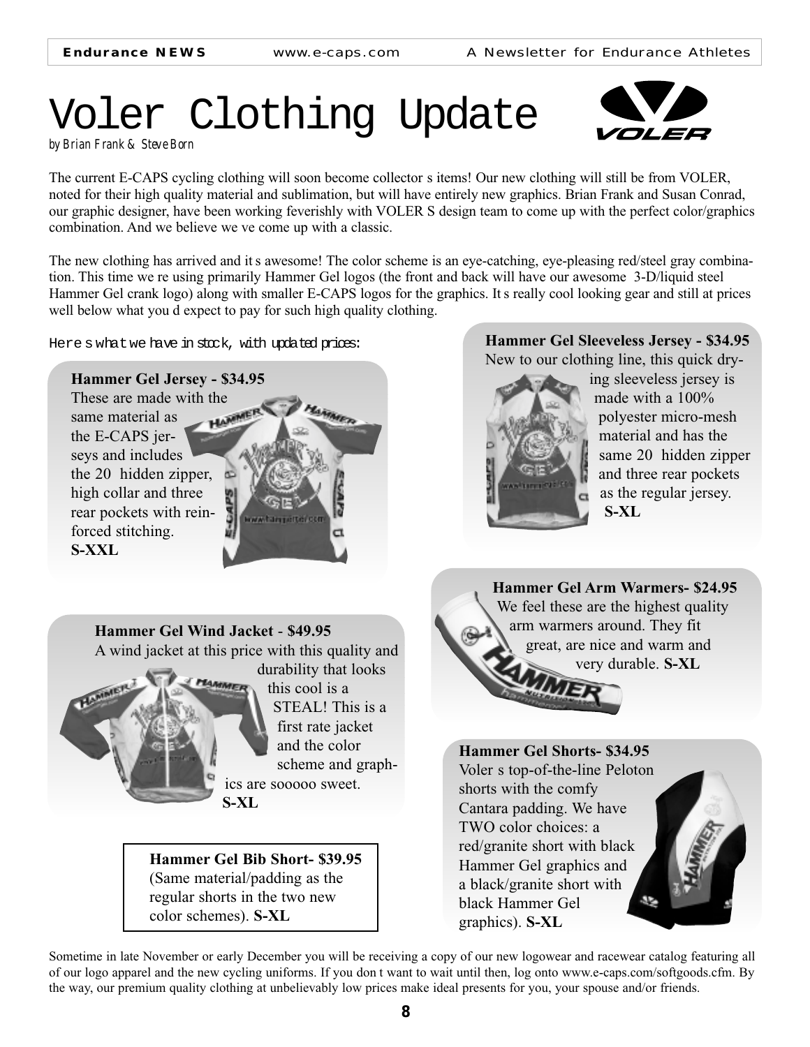# Voler Clothing Update

*by Brian Frank & Steve Born*

The current E-CAPS cycling clothing will soon become collector s items! Our new clothing will still be from VOLER, noted for their high quality material and sublimation, but will have entirely new graphics. Brian Frank and Susan Conrad, our graphic designer, have been working feverishly with VOLER S design team to come up with the perfect color/graphics combination. And we believe we ve come up with a classic.

The new clothing has arrived and it s awesome! The color scheme is an eye-catching, eye-pleasing red/steel gray combination. This time we re using primarily Hammer Gel logos (the front and back will have our awesome 3-D/liquid steel Hammer Gel crank logo) along with smaller E-CAPS logos for the graphics. It s really cool looking gear and still at prices well below what you d expect to pay for such high quality clothing.

Here s what we have in stock, with updated prices:

**Hammer Gel Jersey - $34.95**
These are made with the same material as the E-CAPS jerseys and includes the 20 hidden zipper, high collar and three rear pockets with reinforced stitching. **S-XXL**

**Hammer Gel Sleeveless Jersey - $34.95**
New to our clothing line, this quick drying sleeveless jersey is made with a 100% polyester micro-mesh material and has the same 20 hidden zipper and three rear pockets as the regular jersey. **S-XL**

**Hammer Gel Wind Jacket - $49.95**
A wind jacket at this price with this quality and durability that looks this cool is a STEAL! This is a first rate jacket and the color scheme and graphics are sooooo sweet. **S-XL**

**Hammer Gel Arm Warmers- $24.95**
We feel these are the highest quality arm warmers around. They fit great, are nice and warm and very durable. **S-XL**

**Hammer Gel Bib Short- $39.95**
(Same material/padding as the regular shorts in the two new color schemes). **S-XL**

**Hammer Gel Shorts- $34.95**
Voler s top-of-the-line Peloton shorts with the comfy Cantara padding. We have TWO color choices: a red/granite short with black Hammer Gel graphics and a black/granite short with black Hammer Gel graphics). **S-XL**

Sometime in late November or early December you will be receiving a copy of our new logowear and racewear catalog featuring all of our logo apparel and the new cycling uniforms. If you don t want to wait until then, log onto www.e-caps.com/softgoods.cfm. By the way, our premium quality clothing at unbelievably low prices make ideal presents for you, your spouse and/or friends.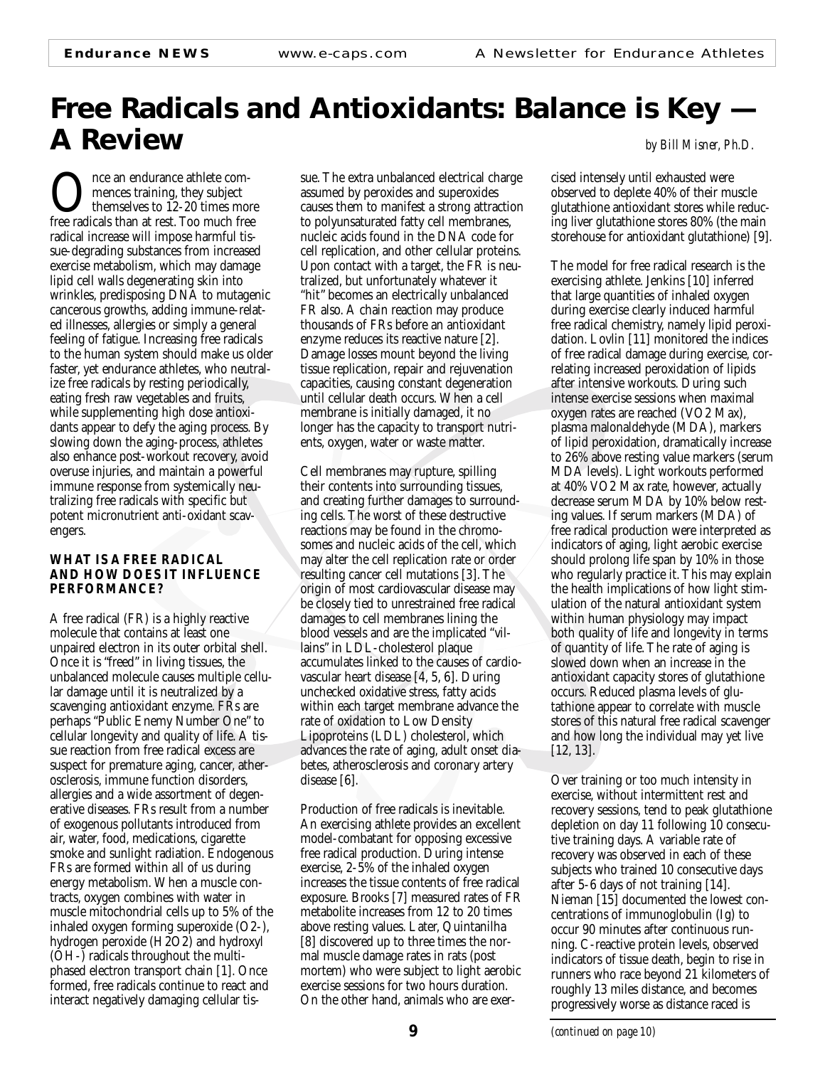# Free Radicals and Antioxidants: Balance is Key — A Review

*by Bill Misner, Ph.D.*

Once an endurance athlete commences training, they subject themselves to 12-20 times more free radicals than at rest. Too much free radical increase will impose harmful tissue-degrading substances from increased exercise metabolism, which may damage lipid cell walls degenerating skin into wrinkles, predisposing DNA to mutagenic cancerous growths, adding immune-related illnesses, allergies or simply a general feeling of fatigue. Increasing free radicals to the human system should make us older faster, yet endurance athletes, who neutralize free radicals by resting periodically, eating fresh raw vegetables and fruits, while supplementing high dose antioxidants appear to defy the aging process. By slowing down the aging-process, athletes also enhance post-workout recovery, avoid overuse injuries, and maintain a powerful immune response from systemically neutralizing free radicals with specific but potent micronutrient anti-oxidant scavengers.

**WHAT IS A FREE RADICAL AND HOW DOES IT INFLUENCE PERFORMANCE?**

A free radical (FR) is a highly reactive molecule that contains at least one unpaired electron in its outer orbital shell. Once it is "freed" in living tissues, the unbalanced molecule causes multiple cellular damage until it is neutralized by a scavenging antioxidant enzyme. FRs are perhaps "Public Enemy Number One" to cellular longevity and quality of life. A tissue reaction from free radical excess are suspect for premature aging, cancer, atherosclerosis, immune function disorders, allergies and a wide assortment of degenerative diseases. FRs result from a number of exogenous pollutants introduced from air, water, food, medications, cigarette smoke and sunlight radiation. Endogenous FRs are formed within all of us during energy metabolism. When a muscle contracts, oxygen combines with water in muscle mitochondrial cells up to 5% of the inhaled oxygen forming superoxide ($O_2$-), hydrogen peroxide ($H_2O_2$) and hydroxyl (OH-) radicals throughout the multiphased electron transport chain [1]. Once formed, free radicals continue to react and interact negatively damaging cellular tissue. The extra unbalanced electrical charge assumed by peroxides and superoxides causes them to manifest a strong attraction to polyunsaturated fatty cell membranes, nucleic acids found in the DNA code for cell replication, and other cellular proteins. Upon contact with a target, the FR is neutralized, but unfortunately whatever it "hit" becomes an electrically unbalanced FR also. A chain reaction may produce thousands of FRs before an antioxidant enzyme reduces its reactive nature [2]. Damage losses mount beyond the living tissue replication, repair and rejuvenation capacities, causing constant degeneration until cellular death occurs. When a cell membrane is initially damaged, it no longer has the capacity to transport nutrients, oxygen, water or waste matter.

Cell membranes may rupture, spilling their contents into surrounding tissues, and creating further damages to surrounding cells. The worst of these destructive reactions may be found in the chromosomes and nucleic acids of the cell, which may alter the cell replication rate or order resulting cancer cell mutations [3]. The origin of most cardiovascular disease may be closely tied to unrestrained free radical damages to cell membranes lining the blood vessels and are the implicated "villains" in LDL-cholesterol plaque accumulates linked to the causes of cardiovascular heart disease [4, 5, 6]. During unchecked oxidative stress, fatty acids within each target membrane advance the rate of oxidation to Low Density Lipoproteins (LDL) cholesterol, which advances the rate of aging, adult onset diabetes, atherosclerosis and coronary artery disease [6].

Production of free radicals is inevitable. An exercising athlete provides an excellent model-combatant for opposing excessive free radical production. During intense exercise, 2-5% of the inhaled oxygen increases the tissue contents of free radical exposure. Brooks [7] measured rates of FR metabolite increases from 12 to 20 times above resting values. Later, Quintanilha [8] discovered up to three times the normal muscle damage rates in rats (post mortem) who were subject to light aerobic exercise sessions for two hours duration. On the other hand, animals who are exercised intensely until exhausted were observed to deplete 40% of their muscle glutathione antioxidant stores while reducing liver glutathione stores 80% (the main storehouse for antioxidant glutathione) [9].

The model for free radical research is the exercising athlete. Jenkins [10] inferred that large quantities of inhaled oxygen during exercise clearly induced harmful free radical chemistry, namely lipid peroxidation. Lovlin [11] monitored the indices of free radical damage during exercise, correlating increased peroxidation of lipids after intensive workouts. During such intense exercise sessions when maximal oxygen rates are reached (VO2 Max), plasma malonaldehyde (MDA), markers of lipid peroxidation, dramatically increase to 26% above resting value markers (serum MDA levels). Light workouts performed at 40% VO2 Max rate, however, actually decrease serum MDA by 10% below resting values. If serum markers (MDA) of free radical production were interpreted as indicators of aging, light aerobic exercise should prolong life span by 10% in those who regularly practice it. This may explain the health implications of how light stimulation of the natural antioxidant system within human physiology may impact both quality of life and longevity in terms of quantity of life. The rate of aging is slowed down when an increase in the antioxidant capacity stores of glutathione occurs. Reduced plasma levels of glutathione appear to correlate with muscle stores of this natural free radical scavenger and how long the individual may yet live [12, 13].

Over training or too much intensity in exercise, without intermittent rest and recovery sessions, tend to peak glutathione depletion on day 11 following 10 consecutive training days. A variable rate of recovery was observed in each of these subjects who trained 10 consecutive days after 5-6 days of not training [14]. Nieman [15] documented the lowest concentrations of immunoglobulin (Ig) to occur 90 minutes after continuous running. C-reactive protein levels, observed indicators of tissue death, begin to rise in runners who race beyond 21 kilometers of roughly 13 miles distance, and becomes progressively worse as distance raced is

*(continued on page 10)*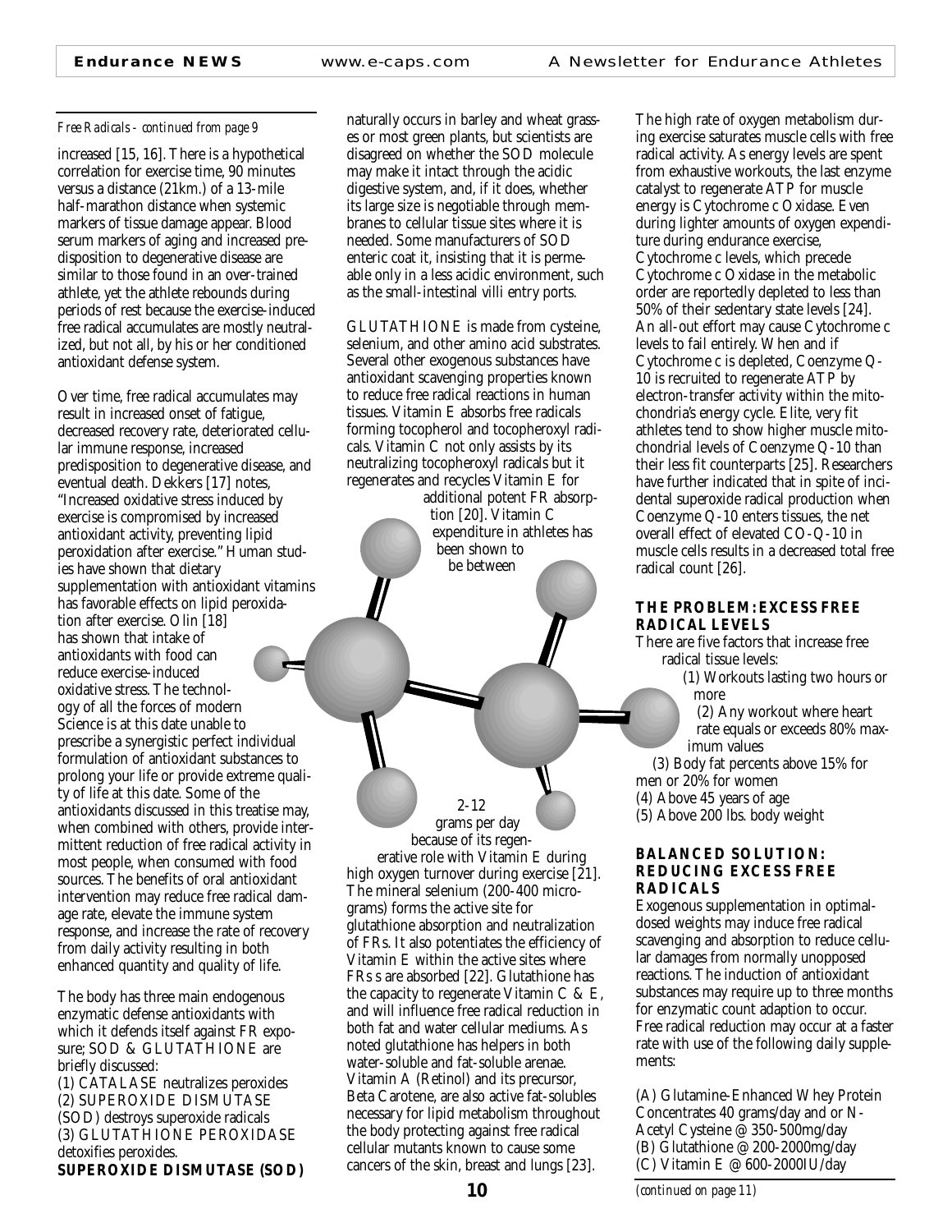*Free Radicals - continued from page 9*

increased [15, 16]. There is a hypothetical correlation for exercise time, 90 minutes versus a distance (21km.) of a 13-mile half-marathon distance when systemic markers of tissue damage appear. Blood serum markers of aging and increased predisposition to degenerative disease are similar to those found in an over-trained athlete, yet the athlete rebounds during periods of rest because the exercise-induced free radical accumulates are mostly neutralized, but not all, by his or her conditioned antioxidant defense system.

Over time, free radical accumulates may result in increased onset of fatigue, decreased recovery rate, deteriorated cellular immune response, increased predisposition to degenerative disease, and eventual death. Dekkers [17] notes, "Increased oxidative stress induced by exercise is compromised by increased antioxidant activity, preventing lipid peroxidation after exercise." Human studies have shown that dietary supplementation with antioxidant vitamins has favorable effects on lipid peroxidation after exercise. Olin [18] has shown that intake of antioxidants with food can reduce exercise-induced oxidative stress. The technology of all the forces of modern Science is at this date unable to prescribe a synergistic perfect individual formulation of antioxidant substances to prolong your life or provide extreme quality of life at this date. Some of the antioxidants discussed in this treatise may, when combined with others, provide intermittent reduction of free radical activity in most people, when consumed with food sources. The benefits of oral antioxidant intervention may reduce free radical damage rate, elevate the immune system response, and increase the rate of recovery from daily activity resulting in both enhanced quantity and quality of life.

The body has three main endogenous enzymatic defense antioxidants with which it defends itself against FR exposure; SOD & GLUTATHIONE are briefly discussed:

(1) CATALASE neutralizes peroxides
(2) SUPEROXIDE DISMUTASE (SOD) destroys superoxide radicals
(3) GLUTATHIONE PEROXIDASE detoxifies peroxides.

**SUPEROXIDE DISMUTASE (SOD)** naturally occurs in barley and wheat grasses or most green plants, but scientists are disagreed on whether the SOD molecule may make it intact through the acidic digestive system, and, if it does, whether its large size is negotiable through membranes to cellular tissue sites where it is needed. Some manufacturers of SOD enteric coat it, insisting that it is permeable only in a less acidic environment, such as the small-intestinal villi entry ports.

GLUTATHIONE is made from cysteine, selenium, and other amino acid substrates. Several other exogenous substances have antioxidant scavenging properties known to reduce free radical reactions in human tissues. Vitamin E absorbs free radicals forming tocopherol and tocopheroxyl radicals. Vitamin C not only assists by its neutralizing tocopheroxyl radicals but it regenerates and recycles Vitamin E for additional potent FR absorption [20]. Vitamin C expenditure in athletes has been shown to be between 2-12 grams per day because of its regenerative role with Vitamin E during high oxygen turnover during exercise [21]. The mineral selenium (200-400 micrograms) forms the active site for glutathione absorption and neutralization of FRs. It also potentiates the efficiency of Vitamin E within the active sites where FRs s are absorbed [22]. Glutathione has the capacity to regenerate Vitamin C & E, and will influence free radical reduction in both fat and water cellular mediums. As noted glutathione has helpers in both water-soluble and fat-soluble arenae. Vitamin A (Retinol) and its precursor, Beta Carotene, are also active fat-solubles necessary for lipid metabolism throughout the body protecting against free radical cellular mutants known to cause some cancers of the skin, breast and lungs [23].

The high rate of oxygen metabolism during exercise saturates muscle cells with free radical activity. As energy levels are spent from exhaustive workouts, the last enzyme catalyst to regenerate ATP for muscle energy is Cytochrome c Oxidase. Even during lighter amounts of oxygen expenditure during endurance exercise, Cytochrome c levels, which precede Cytochrome c Oxidase in the metabolic order are reportedly depleted to less than 50% of their sedentary state levels [24]. An all-out effort may cause Cytochrome c levels to fail entirely. When and if Cytochrome c is depleted, Coenzyme Q-10 is recruited to regenerate ATP by electron-transfer activity within the mitochondria's energy cycle. Elite, very fit athletes tend to show higher muscle mitochondrial levels of Coenzyme Q-10 than their less fit counterparts [25]. Researchers have further indicated that in spite of incidental superoxide radical production when Coenzyme Q-10 enters tissues, the net overall effect of elevated CO-Q-10 in muscle cells results in a decreased total free radical count [26].

## THE PROBLEM: EXCESS FREE RADICAL LEVELS

There are five factors that increase free radical tissue levels:

(1) Workouts lasting two hours or more
(2) Any workout where heart rate equals or exceeds 80% maximum values
(3) Body fat percents above 15% for men or 20% for women
(4) Above 45 years of age
(5) Above 200 lbs. body weight

## BALANCED SOLUTION: REDUCING EXCESS FREE RADICALS

Exogenous supplementation in optimal-dosed weights may induce free radical scavenging and absorption to reduce cellular damages from normally unopposed reactions. The induction of antioxidant substances may require up to three months for enzymatic count adaption to occur. Free radical reduction may occur at a faster rate with use of the following daily supplements:

(A) Glutamine-Enhanced Whey Protein Concentrates 40 grams/day and or N-Acetyl Cysteine @ 350-500mg/day
(B) Glutathione @ 200-2000mg/day
(C) Vitamin E @ 600-2000IU/day

*(continued on page 11)*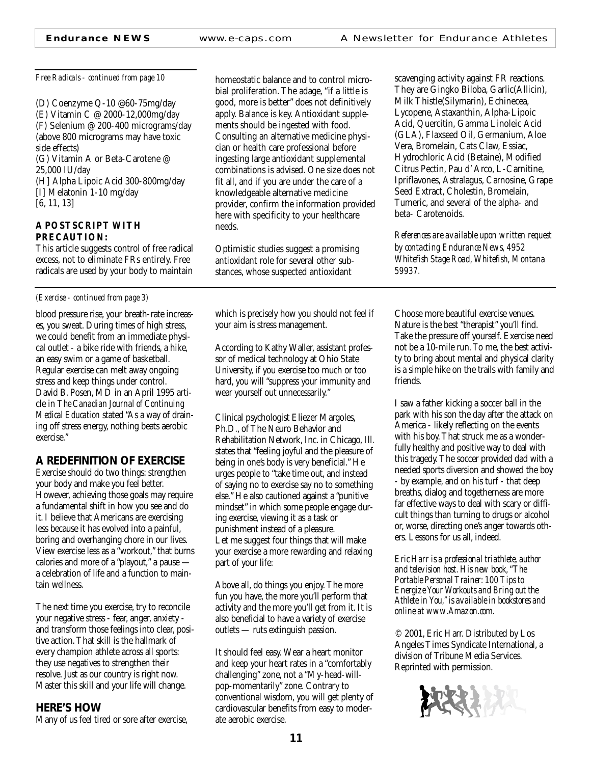*Free Radicals - continued from page 10*

(D) Coenzyme Q-10 @60-75mg/day
(E) Vitamin C @ 2000-12,000mg/day
(F) Selenium @ 200-400 micrograms/day (above 800 micrograms may have toxic side effects)
(G) Vitamin A or Beta-Carotene @ 25,000 IU/day
(H] Alpha Lipoic Acid 300-800mg/day
[I] Melatonin 1-10 mg/day
[6, 11, 13]

**A POSTSCRIPT WITH PRECAUTION:**

This article suggests control of free radical excess, not to eliminate FRs entirely. Free radicals are used by your body to maintain homeostatic balance and to control microbial proliferation. The adage, "if a little is good, more is better" does not definitively apply. Balance is key. Antioxidant supplements should be ingested with food. Consulting an alternative medicine physician or health care professional before ingesting large antioxidant supplemental combinations is advised. One size does not fit all, and if you are under the care of a knowledgeable alternative medicine provider, confirm the information provided here with specificity to your healthcare needs.

Optimistic studies suggest a promising antioxidant role for several other substances, whose suspected antioxidant scavenging activity against FR reactions. They are Gingko Biloba, Garlic(Allicin), Milk Thistle(Silymarin), Echinecea, Lycopene, Astaxanthin, Alpha-Lipoic Acid, Quercitin, Gamma Linoleic Acid (GLA), Flaxseed Oil, Germanium, Aloe Vera, Bromelain, Cats Claw, Essiac, Hydrochloric Acid (Betaine), Modified Citrus Pectin, Pau d'Arco, L-Carnitine, Ipriflavones, Astralagus, Carnosine, Grape Seed Extract, Cholestin, Bromelain, Tumeric, and several of the alpha- and beta- Carotenoids.

*References are available upon written request by contacting Endurance News, 4952 Whitefish Stage Road, Whitefish, Montana 59937.*

---

*(Exercise - continued from page 3)*

blood pressure rise, your breath-rate increases, you sweat. During times of high stress, we could benefit from an immediate physical outlet - a bike ride with friends, a hike, an easy swim or a game of basketball. Regular exercise can melt away ongoing stress and keep things under control. David B. Posen, MD in an April 1995 article in *The Canadian Journal of Continuing Medical Education* stated "As a way of draining off stress energy, nothing beats aerobic exercise."

## A REDEFINITION OF EXERCISE

Exercise should do two things: strengthen your body and make you feel better. However, achieving those goals may require a fundamental shift in how you see and do it. I believe that Americans are exercising less because it has evolved into a painful, boring and overhanging chore in our lives. View exercise less as a "workout," that burns calories and more of a "playout," a pause — a celebration of life and a function to maintain wellness.

The next time you exercise, try to reconcile your negative stress - fear, anger, anxiety - and transform those feelings into clear, positive action. That skill is the hallmark of every champion athlete across all sports: they use negatives to strengthen their resolve. Just as our country is right now. Master this skill and your life will change.

## HERE'S HOW

Many of us feel tired or sore after exercise, which is precisely how you should not feel if your aim is stress management.

According to Kathy Waller, assistant professor of medical technology at Ohio State University, if you exercise too much or too hard, you will "suppress your immunity and wear yourself out unnecessarily."

Clinical psychologist Eliezer Margoles, Ph.D., of The Neuro Behavior and Rehabilitation Network, Inc. in Chicago, Ill. states that "feeling joyful and the pleasure of being in one's body is very beneficial." He urges people to "take time out, and instead of saying no to exercise say no to something else." He also cautioned against a "punitive mindset" in which some people engage during exercise, viewing it as a task or punishment instead of a pleasure.
Let me suggest four things that will make your exercise a more rewarding and relaxing part of your life:

Above all, do things you enjoy. The more fun you have, the more you'll perform that activity and the more you'll get from it. It is also beneficial to have a variety of exercise outlets — ruts extinguish passion.

It should feel easy. Wear a heart monitor and keep your heart rates in a "comfortably challenging" zone, not a "My-head-will-pop-momentarily" zone. Contrary to conventional wisdom, you will get plenty of cardiovascular benefits from easy to moderate aerobic exercise.

Choose more beautiful exercise venues. Nature is the best "therapist" you'll find. Take the pressure off yourself. Exercise need not be a 10-mile run. To me, the best activity to bring about mental and physical clarity is a simple hike on the trails with family and friends.

I saw a father kicking a soccer ball in the park with his son the day after the attack on America - likely reflecting on the events with his boy. That struck me as a wonderfully healthy and positive way to deal with this tragedy. The soccer provided dad with a needed sports diversion and showed the boy - by example, and on his turf - that deep breaths, dialog and togetherness are more far effective ways to deal with scary or difficult things than turning to drugs or alcohol or, worse, directing one's anger towards others. Lessons for us all, indeed.

*Eric Harr is a professional triathlete, author and television host. His new book, "The Portable Personal Trainer: 100 Tips to Energize Your Workouts and Bring out the Athlete in You," is available in bookstores and online at www.Amazon.com.*

© 2001, Eric Harr. Distributed by Los Angeles Times Syndicate International, a division of Tribune Media Services. Reprinted with permission.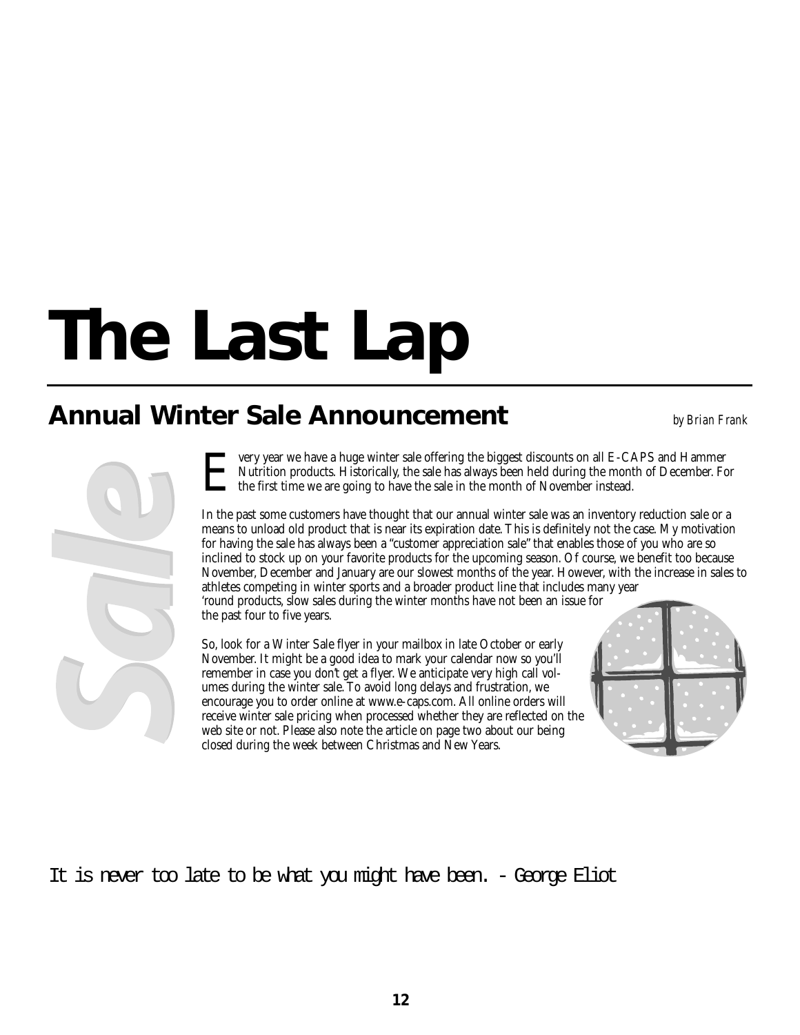# The Last Lap

## Annual Winter Sale Announcement

*by Brian Frank*

Every year we have a huge winter sale offering the biggest discounts on all E-CAPS and Hammer Nutrition products. Historically, the sale has always been held during the month of December. For the first time we are going to have the sale in the month of November instead.

In the past some customers have thought that our annual winter sale was an inventory reduction sale or a means to unload old product that is near its expiration date. This is definitely not the case. My motivation for having the sale has always been a "customer appreciation sale" that enables those of you who are so inclined to stock up on your favorite products for the upcoming season. Of course, we benefit too because November, December and January are our slowest months of the year. However, with the increase in sales to athletes competing in winter sports and a broader product line that includes many year 'round products, slow sales during the winter months have not been an issue for the past four to five years.

So, look for a Winter Sale flyer in your mailbox in late October or early November. It might be a good idea to mark your calendar now so you'll remember in case you don't get a flyer. We anticipate very high call volumes during the winter sale. To avoid long delays and frustration, we encourage you to order online at www.e-caps.com. All online orders will receive winter sale pricing when processed whether they are reflected on the web site or not. Please also note the article on page two about our being closed during the week between Christmas and New Years.

It is never too late to be what you might have been. - George Eliot